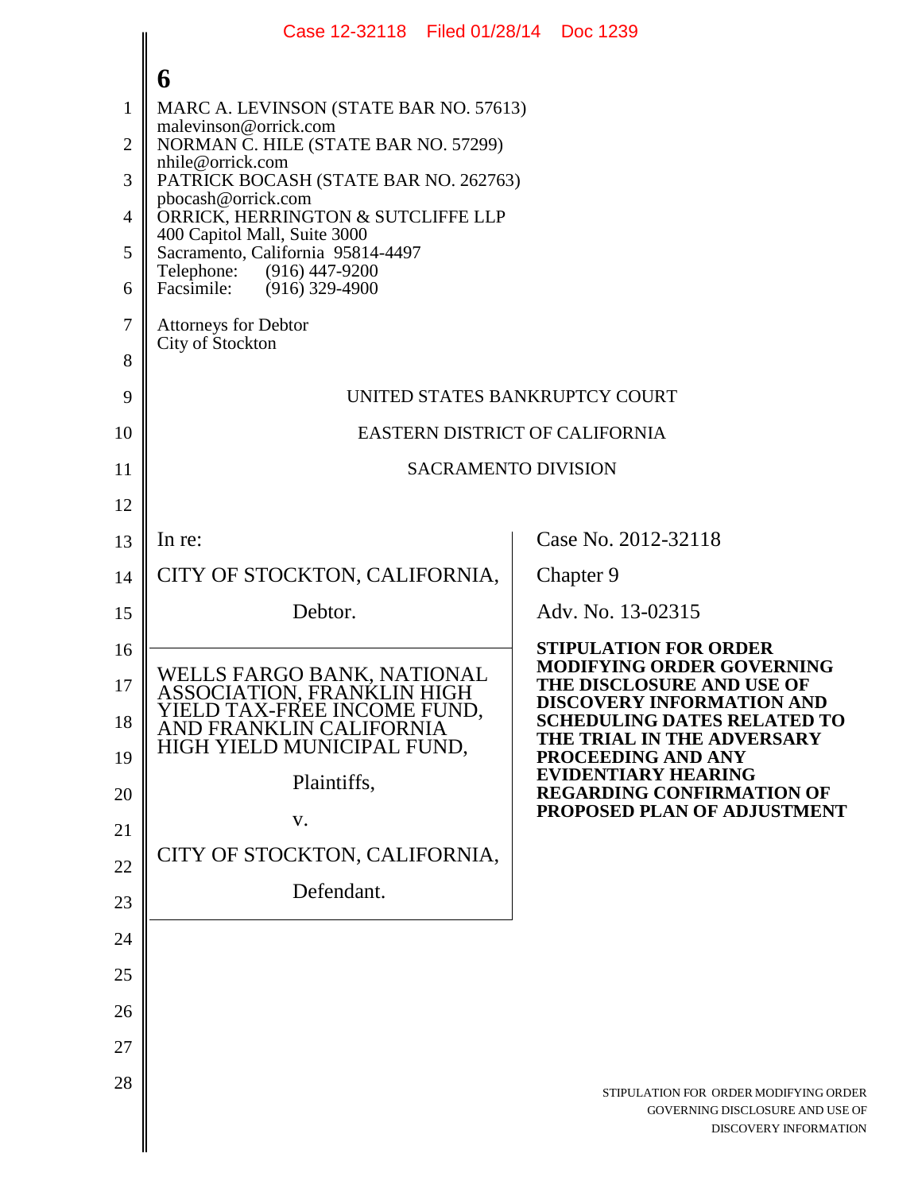6

MARC A. LEVINSON (STATE BAR NO. 57613)
malevinson@orrick.com
NORMAN C. HILE (STATE BAR NO. 57299)
nhile@orrick.com
PATRICK BOCASH (STATE BAR NO. 262763)
pbocash@orrick.com
ORRICK, HERRINGTON & SUTCLIFFE LLP
400 Capitol Mall, Suite 3000
Sacramento, California 95814-4497
Telephone: (916) 447-9200
Facsimile: (916) 329-4900

Attorneys for Debtor
City of Stockton

UNITED STATES BANKRUPTCY COURT

EASTERN DISTRICT OF CALIFORNIA

SACRAMENTO DIVISION

| | |
|---|---|
| In re:<br><br>CITY OF STOCKTON, CALIFORNIA,<br><br>Debtor. | Case No. 2012-32118<br><br>Chapter 9<br><br>Adv. No. 13-02315 |
| WELLS FARGO BANK, NATIONAL ASSOCIATION, FRANKLIN HIGH YIELD TAX-FREE INCOME FUND, AND FRANKLIN CALIFORNIA HIGH YIELD MUNICIPAL FUND,<br><br>Plaintiffs,<br><br>v.<br><br>CITY OF STOCKTON, CALIFORNIA,<br><br>Defendant. | **STIPULATION FOR ORDER MODIFYING ORDER GOVERNING THE DISCLOSURE AND USE OF DISCOVERY INFORMATION AND SCHEDULING DATES RELATED TO THE TRIAL IN THE ADVERSARY PROCEEDING AND ANY EVIDENTIARY HEARING REGARDING CONFIRMATION OF PROPOSED PLAN OF ADJUSTMENT** |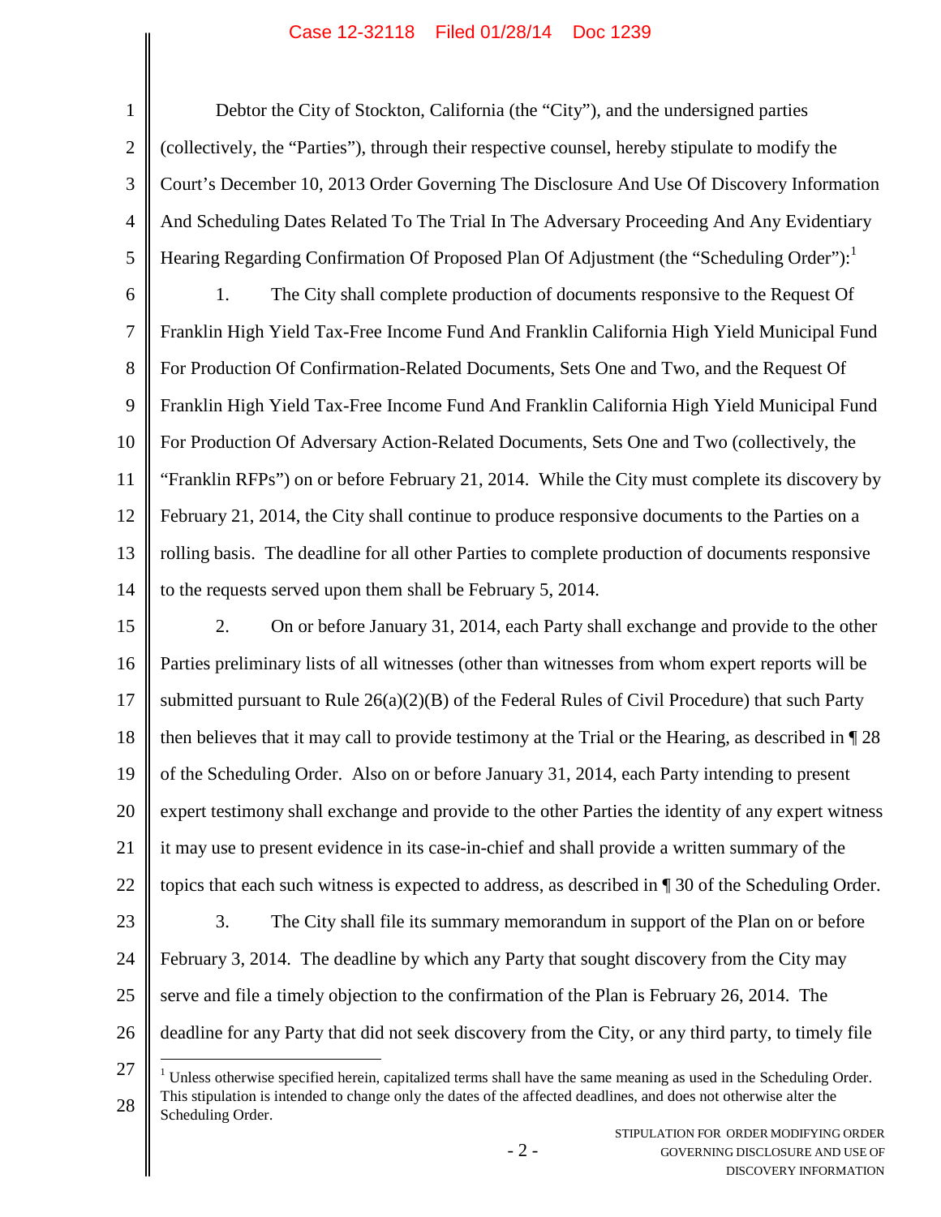Debtor the City of Stockton, California (the "City"), and the undersigned parties (collectively, the "Parties"), through their respective counsel, hereby stipulate to modify the Court's December 10, 2013 Order Governing The Disclosure And Use Of Discovery Information And Scheduling Dates Related To The Trial In The Adversary Proceeding And Any Evidentiary Hearing Regarding Confirmation Of Proposed Plan Of Adjustment (the "Scheduling Order"):[1]

1. The City shall complete production of documents responsive to the Request Of Franklin High Yield Tax-Free Income Fund And Franklin California High Yield Municipal Fund For Production Of Confirmation-Related Documents, Sets One and Two, and the Request Of Franklin High Yield Tax-Free Income Fund And Franklin California High Yield Municipal Fund For Production Of Adversary Action-Related Documents, Sets One and Two (collectively, the "Franklin RFPs") on or before February 21, 2014. While the City must complete its discovery by February 21, 2014, the City shall continue to produce responsive documents to the Parties on a rolling basis. The deadline for all other Parties to complete production of documents responsive to the requests served upon them shall be February 5, 2014.

2. On or before January 31, 2014, each Party shall exchange and provide to the other Parties preliminary lists of all witnesses (other than witnesses from whom expert reports will be submitted pursuant to Rule 26(a)(2)(B) of the Federal Rules of Civil Procedure) that such Party then believes that it may call to provide testimony at the Trial or the Hearing, as described in ¶ 28 of the Scheduling Order. Also on or before January 31, 2014, each Party intending to present expert testimony shall exchange and provide to the other Parties the identity of any expert witness it may use to present evidence in its case-in-chief and shall provide a written summary of the topics that each such witness is expected to address, as described in ¶ 30 of the Scheduling Order.

3. The City shall file its summary memorandum in support of the Plan on or before February 3, 2014. The deadline by which any Party that sought discovery from the City may serve and file a timely objection to the confirmation of the Plan is February 26, 2014. The deadline for any Party that did not seek discovery from the City, or any third party, to timely file

[1] Unless otherwise specified herein, capitalized terms shall have the same meaning as used in the Scheduling Order. This stipulation is intended to change only the dates of the affected deadlines, and does not otherwise alter the Scheduling Order.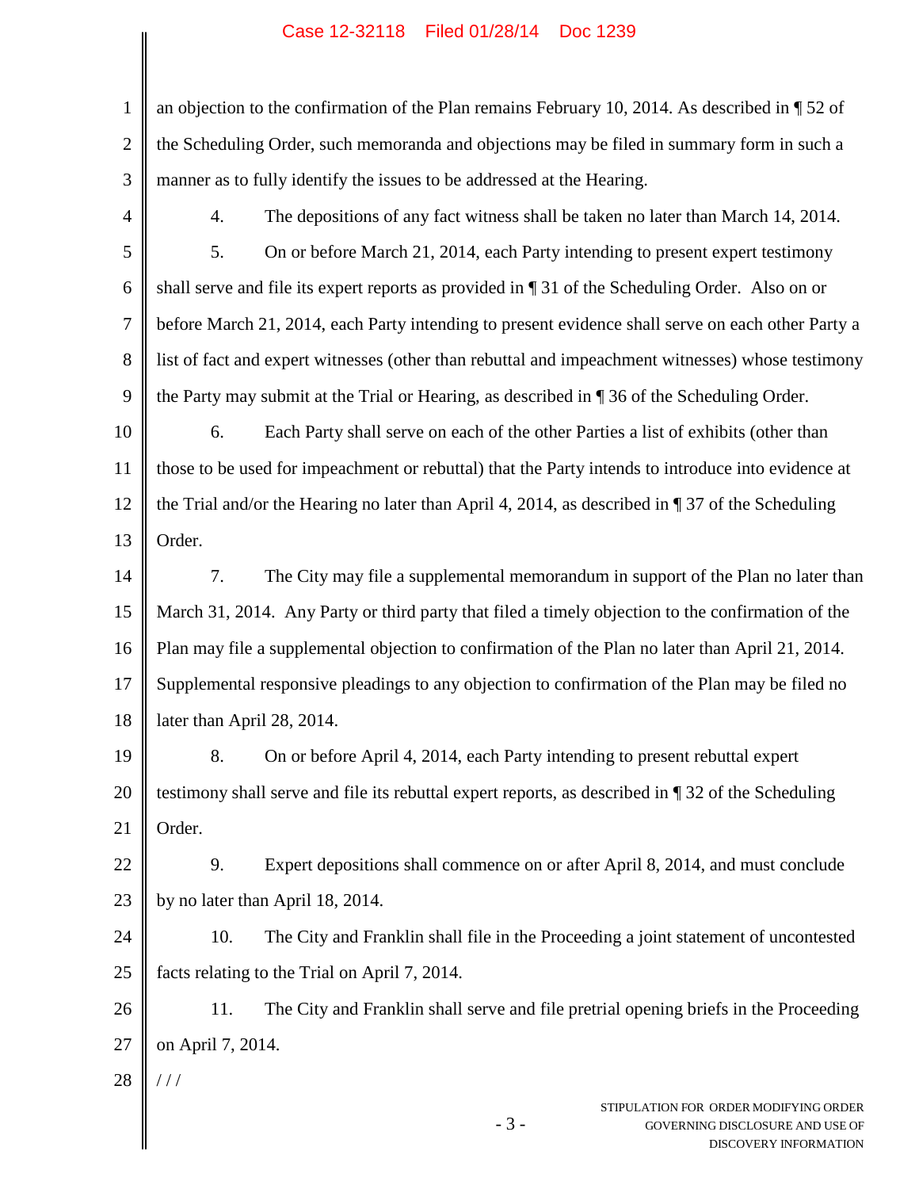an objection to the confirmation of the Plan remains February 10, 2014. As described in ¶ 52 of the Scheduling Order, such memoranda and objections may be filed in summary form in such a manner as to fully identify the issues to be addressed at the Hearing.

4. The depositions of any fact witness shall be taken no later than March 14, 2014.

5. On or before March 21, 2014, each Party intending to present expert testimony shall serve and file its expert reports as provided in ¶ 31 of the Scheduling Order. Also on or before March 21, 2014, each Party intending to present evidence shall serve on each other Party a list of fact and expert witnesses (other than rebuttal and impeachment witnesses) whose testimony the Party may submit at the Trial or Hearing, as described in ¶ 36 of the Scheduling Order.

6. Each Party shall serve on each of the other Parties a list of exhibits (other than those to be used for impeachment or rebuttal) that the Party intends to introduce into evidence at the Trial and/or the Hearing no later than April 4, 2014, as described in ¶ 37 of the Scheduling Order.

7. The City may file a supplemental memorandum in support of the Plan no later than March 31, 2014. Any Party or third party that filed a timely objection to the confirmation of the Plan may file a supplemental objection to confirmation of the Plan no later than April 21, 2014. Supplemental responsive pleadings to any objection to confirmation of the Plan may be filed no later than April 28, 2014.

8. On or before April 4, 2014, each Party intending to present rebuttal expert testimony shall serve and file its rebuttal expert reports, as described in ¶ 32 of the Scheduling Order.

9. Expert depositions shall commence on or after April 8, 2014, and must conclude by no later than April 18, 2014.

10. The City and Franklin shall file in the Proceeding a joint statement of uncontested facts relating to the Trial on April 7, 2014.

11. The City and Franklin shall serve and file pretrial opening briefs in the Proceeding on April 7, 2014.

/ / /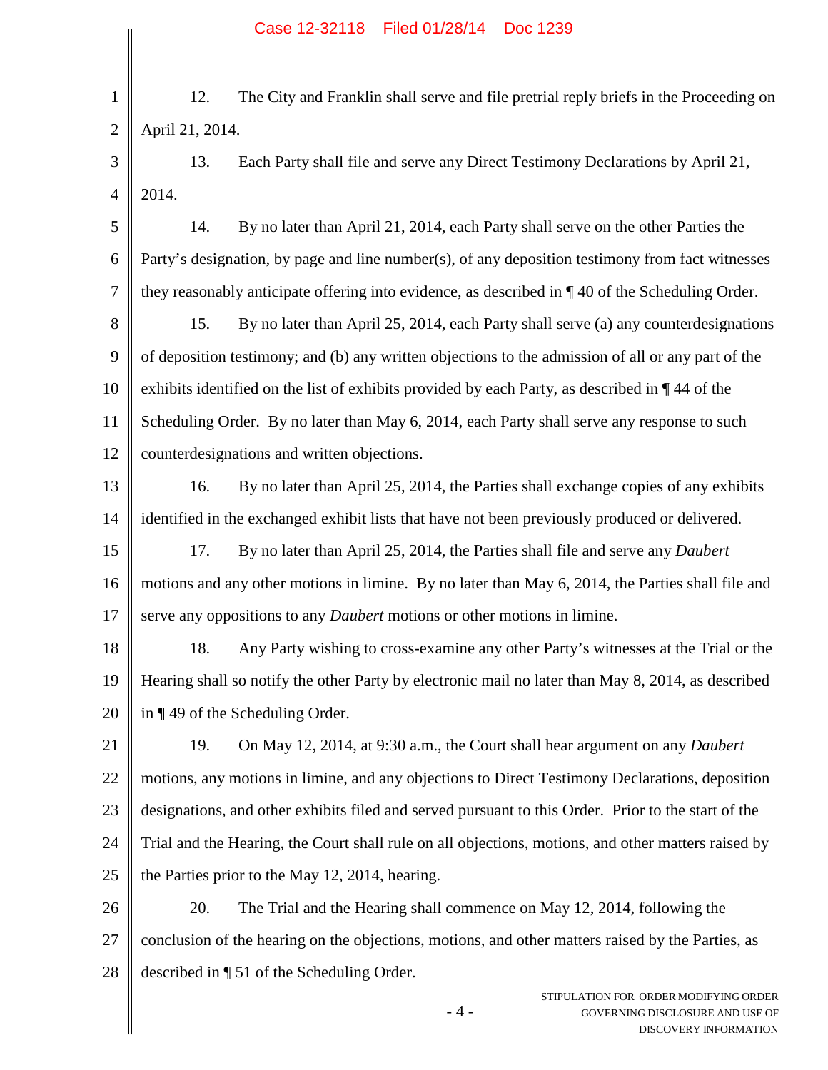12. The City and Franklin shall serve and file pretrial reply briefs in the Proceeding on April 21, 2014.

13. Each Party shall file and serve any Direct Testimony Declarations by April 21, 2014.

14. By no later than April 21, 2014, each Party shall serve on the other Parties the Party's designation, by page and line number(s), of any deposition testimony from fact witnesses they reasonably anticipate offering into evidence, as described in ¶ 40 of the Scheduling Order.

15. By no later than April 25, 2014, each Party shall serve (a) any counterdesignations of deposition testimony; and (b) any written objections to the admission of all or any part of the exhibits identified on the list of exhibits provided by each Party, as described in ¶ 44 of the Scheduling Order. By no later than May 6, 2014, each Party shall serve any response to such counterdesignations and written objections.

16. By no later than April 25, 2014, the Parties shall exchange copies of any exhibits identified in the exchanged exhibit lists that have not been previously produced or delivered.

17. By no later than April 25, 2014, the Parties shall file and serve any *Daubert* motions and any other motions in limine. By no later than May 6, 2014, the Parties shall file and serve any oppositions to any *Daubert* motions or other motions in limine.

18. Any Party wishing to cross-examine any other Party's witnesses at the Trial or the Hearing shall so notify the other Party by electronic mail no later than May 8, 2014, as described in ¶ 49 of the Scheduling Order.

19. On May 12, 2014, at 9:30 a.m., the Court shall hear argument on any *Daubert* motions, any motions in limine, and any objections to Direct Testimony Declarations, deposition designations, and other exhibits filed and served pursuant to this Order. Prior to the start of the Trial and the Hearing, the Court shall rule on all objections, motions, and other matters raised by the Parties prior to the May 12, 2014, hearing.

20. The Trial and the Hearing shall commence on May 12, 2014, following the conclusion of the hearing on the objections, motions, and other matters raised by the Parties, as described in ¶ 51 of the Scheduling Order.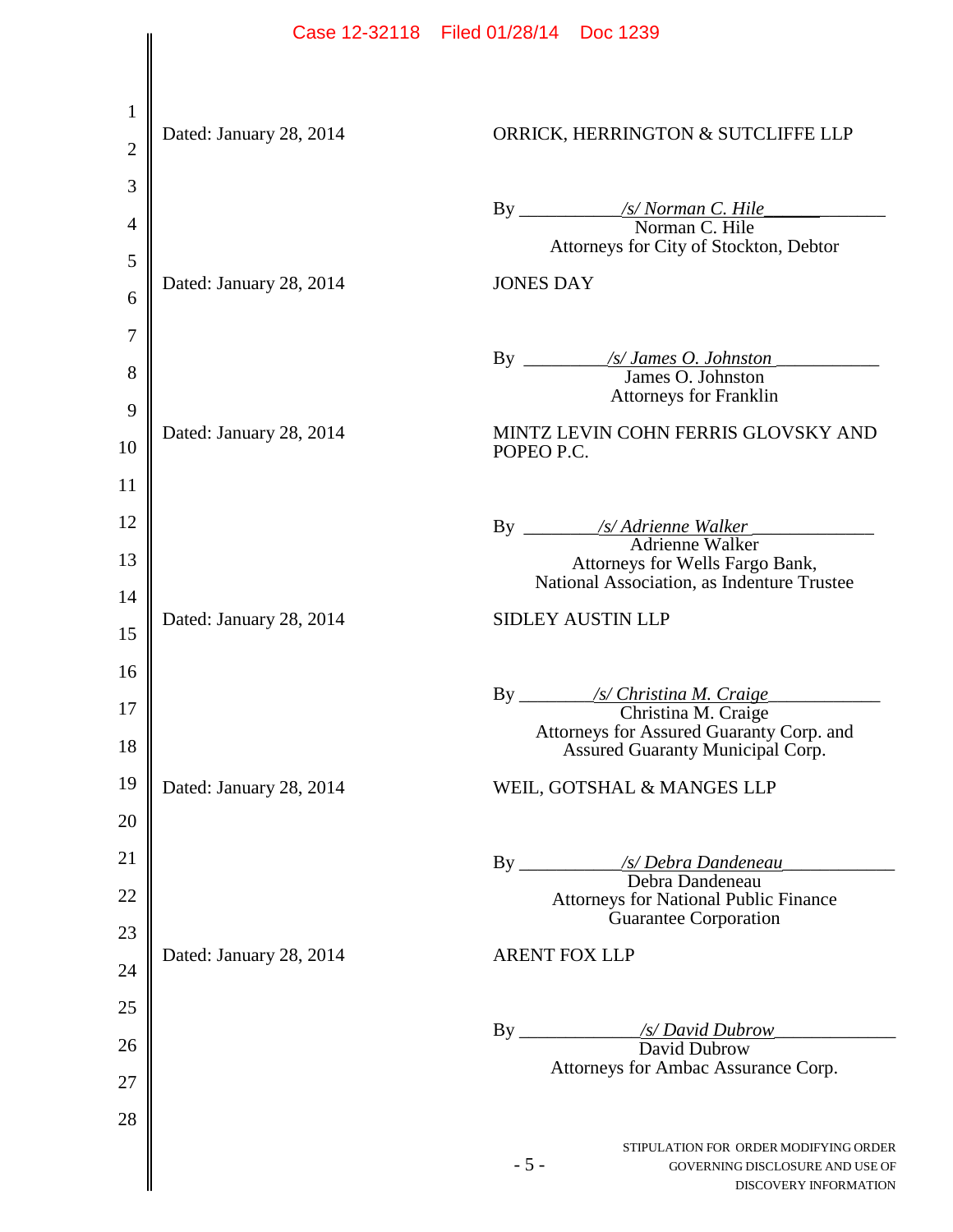Dated: January 28, 2014

ORRICK, HERRINGTON & SUTCLIFFE LLP

By /s/ Norman C. Hile
Norman C. Hile
Attorneys for City of Stockton, Debtor

Dated: January 28, 2014

JONES DAY

By /s/ James O. Johnston
James O. Johnston
Attorneys for Franklin

Dated: January 28, 2014

MINTZ LEVIN COHN FERRIS GLOVSKY AND POPEO P.C.

By /s/ Adrienne Walker
Adrienne Walker
Attorneys for Wells Fargo Bank, National Association, as Indenture Trustee

Dated: January 28, 2014

SIDLEY AUSTIN LLP

By /s/ Christina M. Craige
Christina M. Craige
Attorneys for Assured Guaranty Corp. and Assured Guaranty Municipal Corp.

Dated: January 28, 2014

WEIL, GOTSHAL & MANGES LLP

By /s/ Debra Dandeneau
Debra Dandeneau
Attorneys for National Public Finance Guarantee Corporation

Dated: January 28, 2014

ARENT FOX LLP

By /s/ David Dubrow
David Dubrow
Attorneys for Ambac Assurance Corp.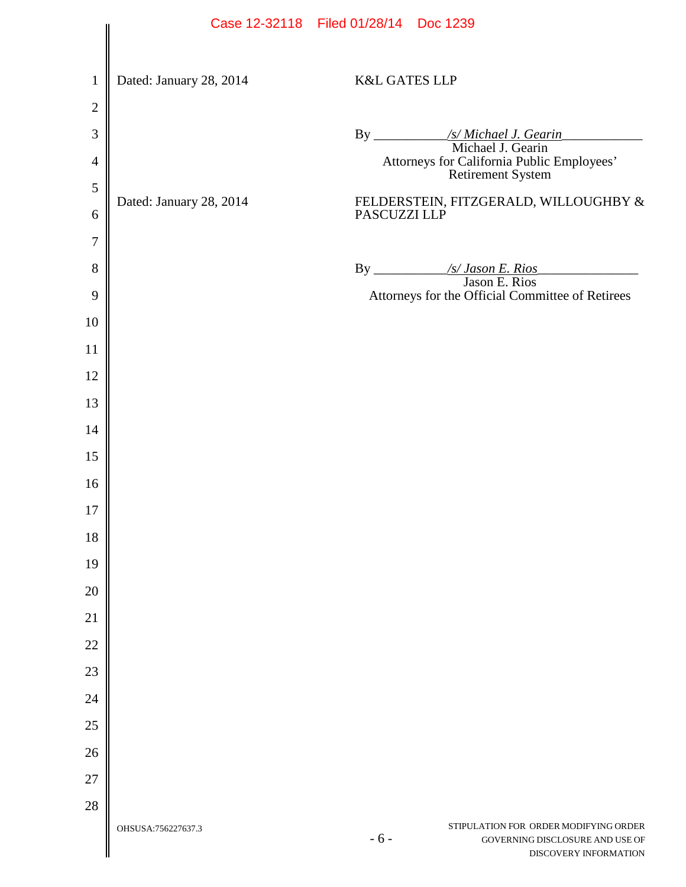Dated: January 28, 2014

K&L GATES LLP

By *\_\_\_\_\_\_\_\_\_\_\_/s/ Michael J. Gearin\_\_\_\_\_\_\_\_\_\_\_\_*
Michael J. Gearin
Attorneys for California Public Employees' Retirement System

Dated: January 28, 2014

FELDERSTEIN, FITZGERALD, WILLOUGHBY & PASCUZZI LLP

By *\_\_\_\_\_\_\_\_\_\_\_/s/ Jason E. Rios\_\_\_\_\_\_\_\_\_\_\_\_\_\_\_*
Jason E. Rios
Attorneys for the Official Committee of Retirees